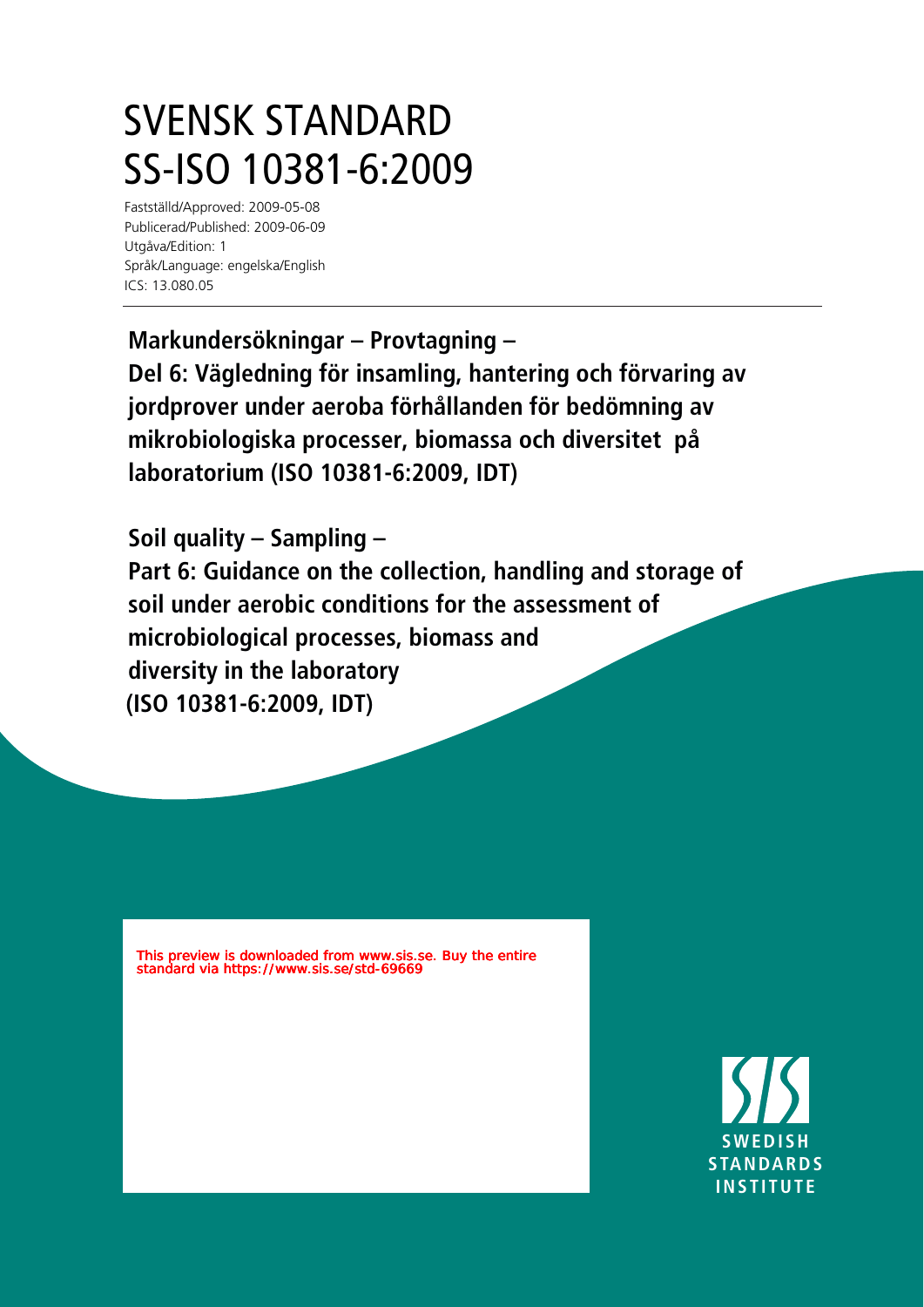# SVENSK STANDARD
# SS-ISO 10381-6:2009

Fastställd/Approved: 2009-05-08
Publicerad/Published: 2009-06-09
Utgåva/Edition: 1
Språk/Language: engelska/English
ICS: 13.080.05

**Markundersökningar – Provtagning – Del 6: Vägledning för insamling, hantering och förvaring av jordprover under aeroba förhållanden för bedömning av mikrobiologiska processer, biomassa och diversitet på laboratorium (ISO 10381-6:2009, IDT)**

**Soil quality – Sampling – Part 6: Guidance on the collection, handling and storage of soil under aerobic conditions for the assessment of microbiological processes, biomass and diversity in the laboratory (ISO 10381-6:2009, IDT)**

This preview is downloaded from www.sis.se. Buy the entire standard via https://www.sis.se/std-69669

SWEDISH STANDARDS INSTITUTE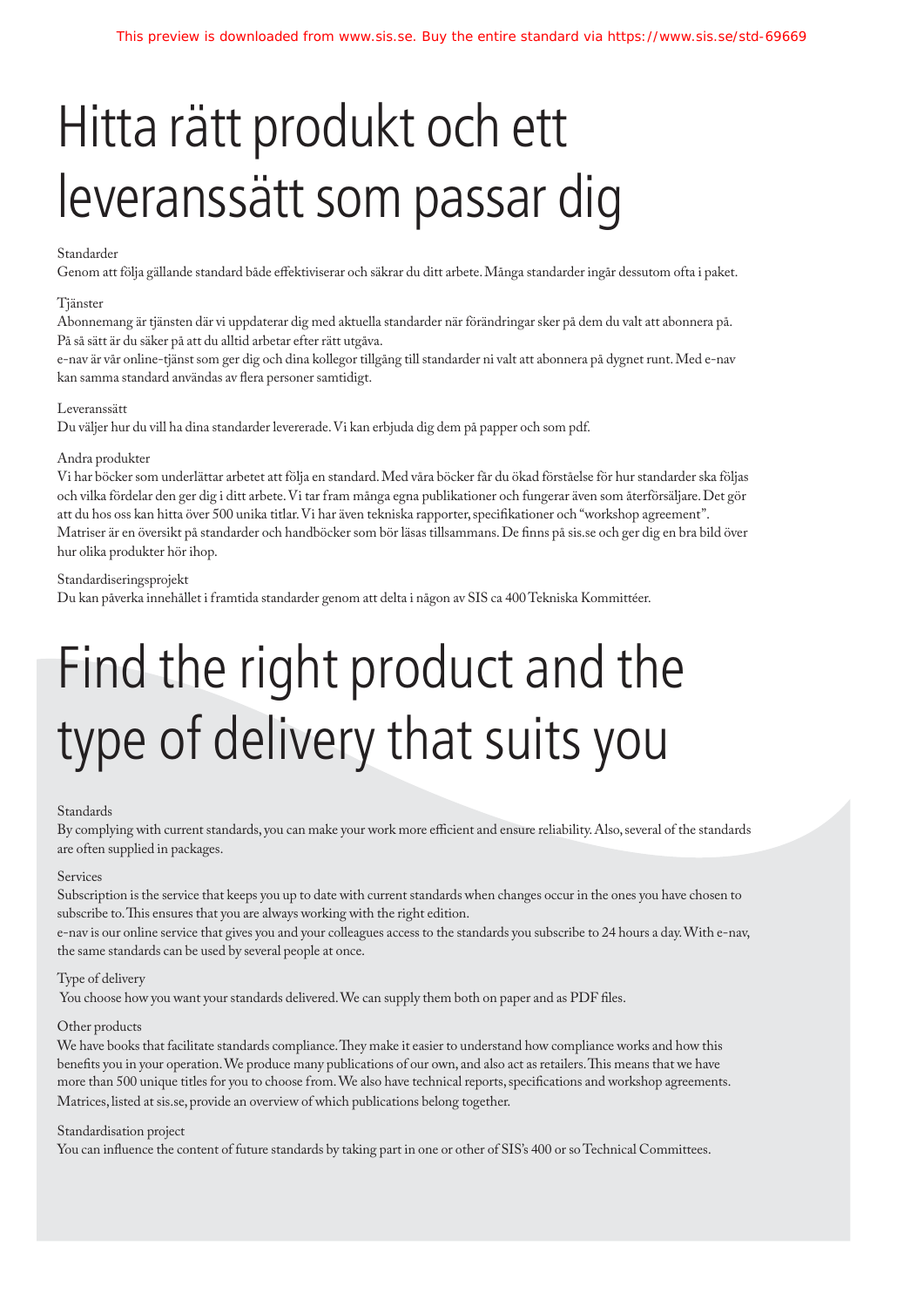# Hitta rätt produkt och ett leveranssätt som passar dig

Standarder

Genom att följa gällande standard både effektiviserar och säkrar du ditt arbete. Många standarder ingår dessutom ofta i paket.

Tjänster

Abonnemang är tjänsten där vi uppdaterar dig med aktuella standarder när förändringar sker på dem du valt att abonnera på. På så sätt är du säker på att du alltid arbetar efter rätt utgåva.

e-nav är vår online-tjänst som ger dig och dina kollegor tillgång till standarder ni valt att abonnera på dygnet runt. Med e-nav kan samma standard användas av flera personer samtidigt.

Leveranssätt

Du väljer hur du vill ha dina standarder levererade. Vi kan erbjuda dig dem på papper och som pdf.

Andra produkter

Vi har böcker som underlättar arbetet att följa en standard. Med våra böcker får du ökad förståelse för hur standarder ska följas och vilka fördelar den ger dig i ditt arbete. Vi tar fram många egna publikationer och fungerar även som återförsäljare. Det gör att du hos oss kan hitta över 500 unika titlar. Vi har även tekniska rapporter, specifikationer och "workshop agreement". Matriser är en översikt på standarder och handböcker som bör läsas tillsammans. De finns på sis.se och ger dig en bra bild över hur olika produkter hör ihop.

Standardiseringsprojekt

Du kan påverka innehållet i framtida standarder genom att delta i någon av SIS ca 400 Tekniska Kommittéer.

# Find the right product and the type of delivery that suits you

Standards

By complying with current standards, you can make your work more efficient and ensure reliability. Also, several of the standards are often supplied in packages.

Services

Subscription is the service that keeps you up to date with current standards when changes occur in the ones you have chosen to subscribe to. This ensures that you are always working with the right edition.

e-nav is our online service that gives you and your colleagues access to the standards you subscribe to 24 hours a day. With e-nav, the same standards can be used by several people at once.

Type of delivery

You choose how you want your standards delivered. We can supply them both on paper and as PDF files.

Other products

We have books that facilitate standards compliance. They make it easier to understand how compliance works and how this benefits you in your operation. We produce many publications of our own, and also act as retailers. This means that we have more than 500 unique titles for you to choose from. We also have technical reports, specifications and workshop agreements. Matrices, listed at sis.se, provide an overview of which publications belong together.

Standardisation project

You can influence the content of future standards by taking part in one or other of SIS's 400 or so Technical Committees.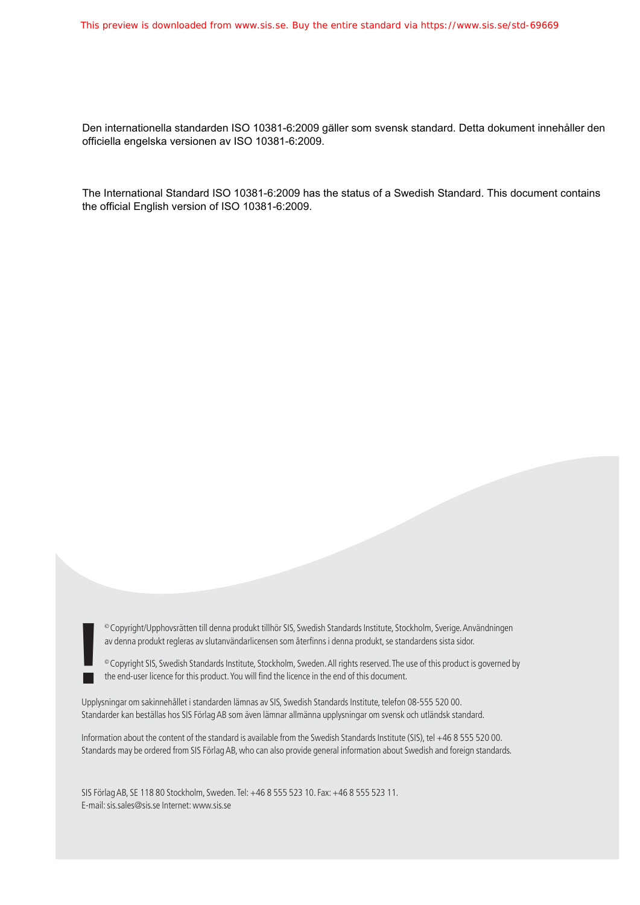Den internationella standarden ISO 10381-6:2009 gäller som svensk standard. Detta dokument innehåller den officiella engelska versionen av ISO 10381-6:2009.

The International Standard ISO 10381-6:2009 has the status of a Swedish Standard. This document contains the official English version of ISO 10381-6:2009.

© Copyright/Upphovsrätten till denna produkt tillhör SIS, Swedish Standards Institute, Stockholm, Sverige. Användningen av denna produkt regleras av slutanvändarlicensen som återfinns i denna produkt, se standardens sista sidor.

© Copyright SIS, Swedish Standards Institute, Stockholm, Sweden. All rights reserved. The use of this product is governed by the end-user licence for this product. You will find the licence in the end of this document.

Upplysningar om sakinnehållet i standarden lämnas av SIS, Swedish Standards Institute, telefon 08-555 520 00.
Standarder kan beställas hos SIS Förlag AB som även lämnar allmänna upplysningar om svensk och utländsk standard.

Information about the content of the standard is available from the Swedish Standards Institute (SIS), tel +46 8 555 520 00.
Standards may be ordered from SIS Förlag AB, who can also provide general information about Swedish and foreign standards.

SIS Förlag AB, SE 118 80 Stockholm, Sweden. Tel: +46 8 555 523 10. Fax: +46 8 555 523 11.
E-mail: sis.sales@sis.se Internet: www.sis.se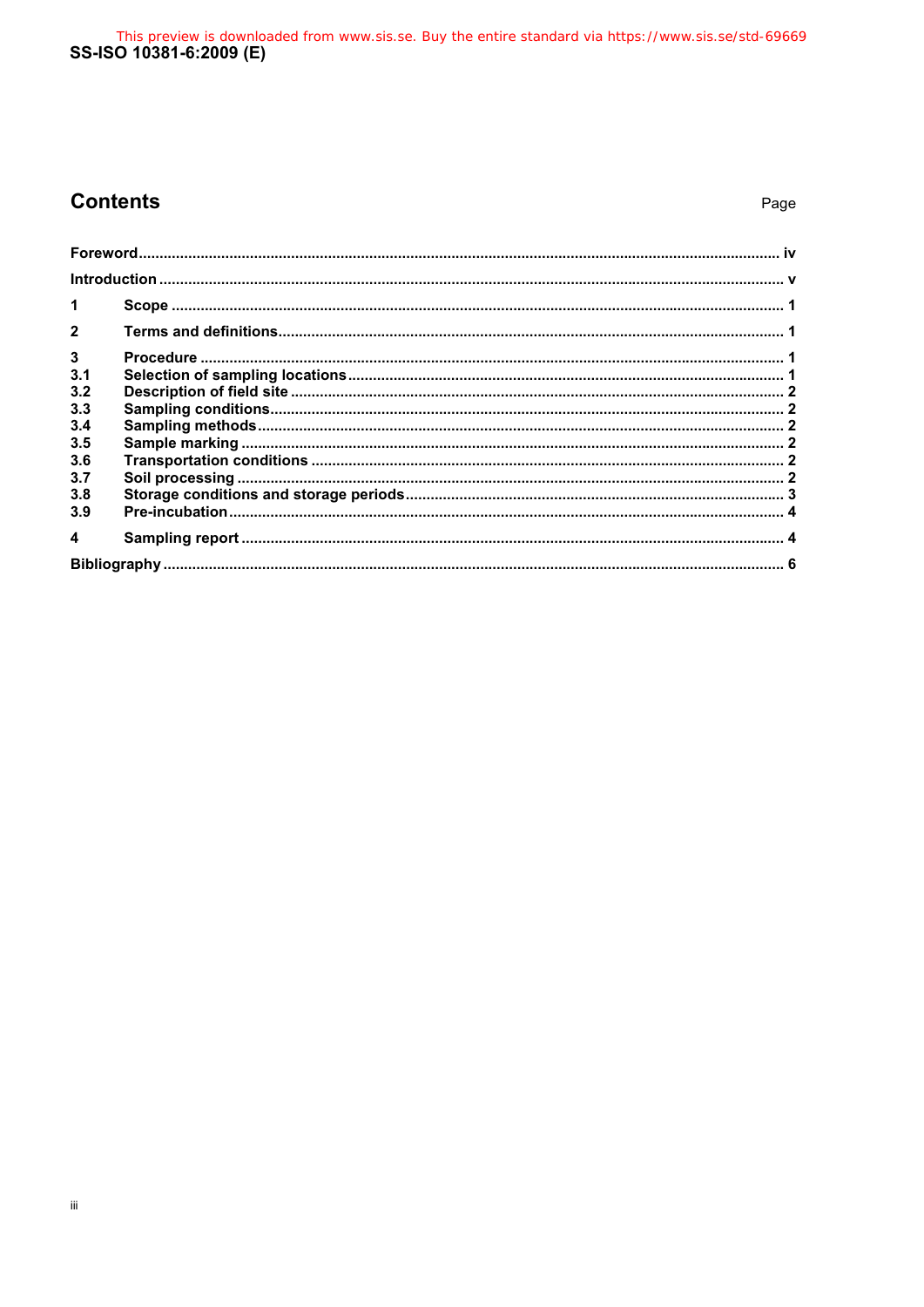# Contents

| | | Page |
|---|---|---|
| Foreword | | iv |
| Introduction | | v |
| 1 | Scope | 1 |
| 2 | Terms and definitions | 1 |
| 3 | Procedure | 1 |
| 3.1 | Selection of sampling locations | 1 |
| 3.2 | Description of field site | 2 |
| 3.3 | Sampling conditions | 2 |
| 3.4 | Sampling methods | 2 |
| 3.5 | Sample marking | 2 |
| 3.6 | Transportation conditions | 2 |
| 3.7 | Soil processing | 2 |
| 3.8 | Storage conditions and storage periods | 3 |
| 3.9 | Pre-incubation | 4 |
| 4 | Sampling report | 4 |
| Bibliography | | 6 |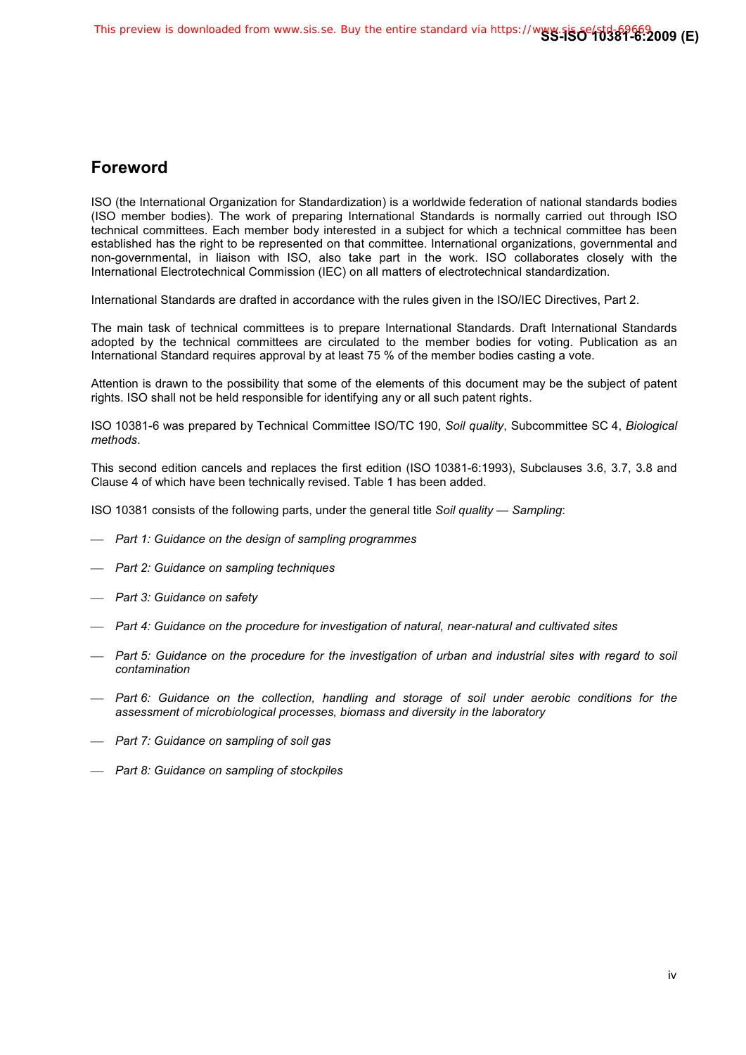## Foreword

ISO (the International Organization for Standardization) is a worldwide federation of national standards bodies (ISO member bodies). The work of preparing International Standards is normally carried out through ISO technical committees. Each member body interested in a subject for which a technical committee has been established has the right to be represented on that committee. International organizations, governmental and non-governmental, in liaison with ISO, also take part in the work. ISO collaborates closely with the International Electrotechnical Commission (IEC) on all matters of electrotechnical standardization.

International Standards are drafted in accordance with the rules given in the ISO/IEC Directives, Part 2.

The main task of technical committees is to prepare International Standards. Draft International Standards adopted by the technical committees are circulated to the member bodies for voting. Publication as an International Standard requires approval by at least 75 % of the member bodies casting a vote.

Attention is drawn to the possibility that some of the elements of this document may be the subject of patent rights. ISO shall not be held responsible for identifying any or all such patent rights.

ISO 10381-6 was prepared by Technical Committee ISO/TC 190, *Soil quality*, Subcommittee SC 4, *Biological methods*.

This second edition cancels and replaces the first edition (ISO 10381-6:1993), Subclauses 3.6, 3.7, 3.8 and Clause 4 of which have been technically revised. Table 1 has been added.

ISO 10381 consists of the following parts, under the general title *Soil quality — Sampling*:

- *Part 1: Guidance on the design of sampling programmes*
- *Part 2: Guidance on sampling techniques*
- *Part 3: Guidance on safety*
- *Part 4: Guidance on the procedure for investigation of natural, near-natural and cultivated sites*
- *Part 5: Guidance on the procedure for the investigation of urban and industrial sites with regard to soil contamination*
- *Part 6: Guidance on the collection, handling and storage of soil under aerobic conditions for the assessment of microbiological processes, biomass and diversity in the laboratory*
- *Part 7: Guidance on sampling of soil gas*
- *Part 8: Guidance on sampling of stockpiles*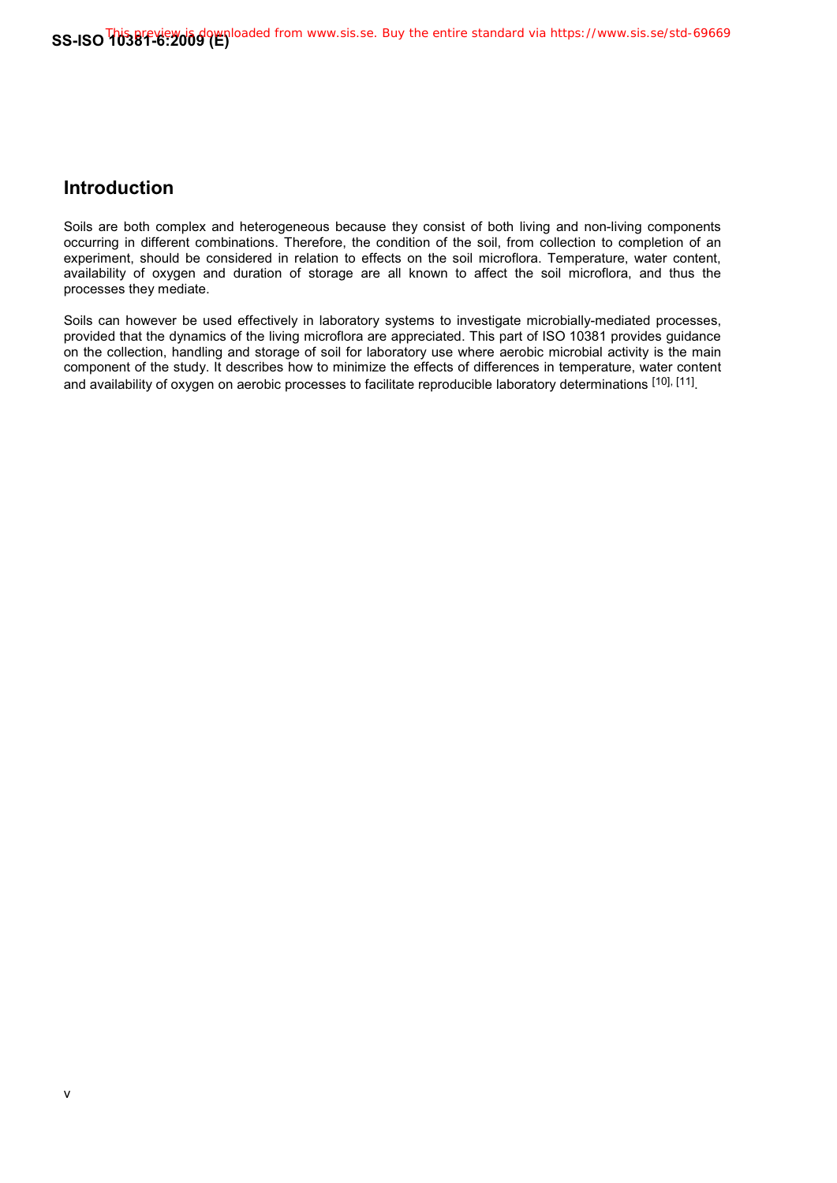## Introduction

Soils are both complex and heterogeneous because they consist of both living and non-living components occurring in different combinations. Therefore, the condition of the soil, from collection to completion of an experiment, should be considered in relation to effects on the soil microflora. Temperature, water content, availability of oxygen and duration of storage are all known to affect the soil microflora, and thus the processes they mediate.

Soils can however be used effectively in laboratory systems to investigate microbially-mediated processes, provided that the dynamics of the living microflora are appreciated. This part of ISO 10381 provides guidance on the collection, handling and storage of soil for laboratory use where aerobic microbial activity is the main component of the study. It describes how to minimize the effects of differences in temperature, water content and availability of oxygen on aerobic processes to facilitate reproducible laboratory determinations [10], [11].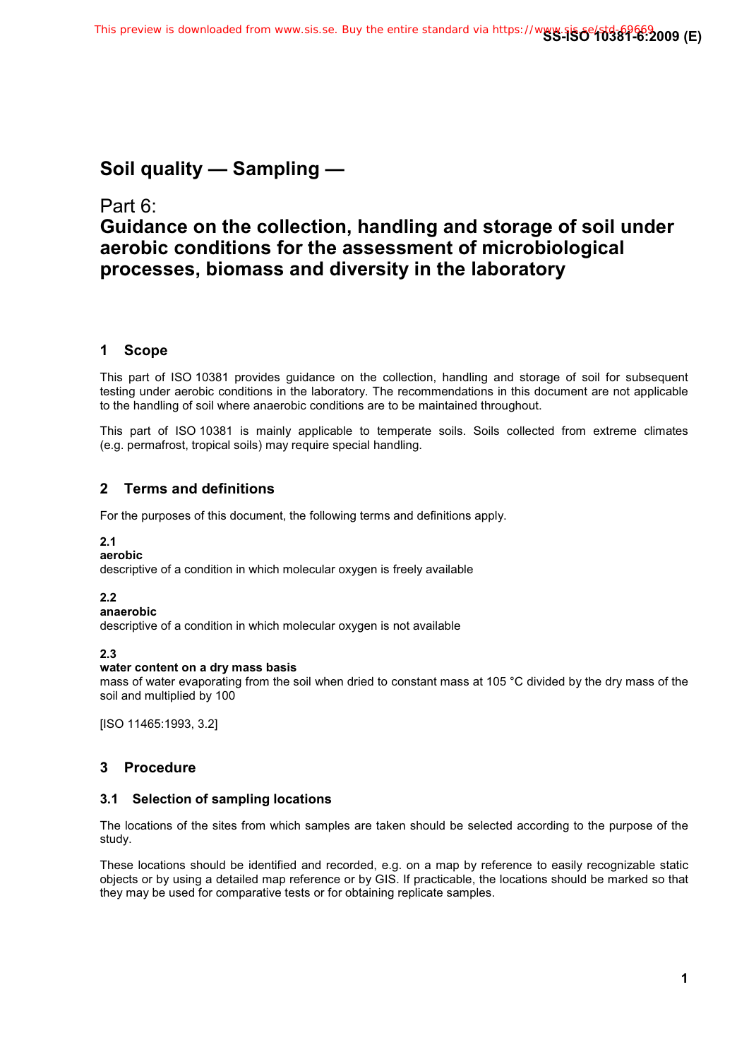# Soil quality — Sampling —

## Part 6:
## Guidance on the collection, handling and storage of soil under aerobic conditions for the assessment of microbiological processes, biomass and diversity in the laboratory

## 1 Scope

This part of ISO 10381 provides guidance on the collection, handling and storage of soil for subsequent testing under aerobic conditions in the laboratory. The recommendations in this document are not applicable to the handling of soil where anaerobic conditions are to be maintained throughout.

This part of ISO 10381 is mainly applicable to temperate soils. Soils collected from extreme climates (e.g. permafrost, tropical soils) may require special handling.

## 2 Terms and definitions

For the purposes of this document, the following terms and definitions apply.

**2.1**
**aerobic**
descriptive of a condition in which molecular oxygen is freely available

**2.2**
**anaerobic**
descriptive of a condition in which molecular oxygen is not available

**2.3**
**water content on a dry mass basis**
mass of water evaporating from the soil when dried to constant mass at 105 °C divided by the dry mass of the soil and multiplied by 100

[ISO 11465:1993, 3.2]

## 3 Procedure

### 3.1 Selection of sampling locations

The locations of the sites from which samples are taken should be selected according to the purpose of the study.

These locations should be identified and recorded, e.g. on a map by reference to easily recognizable static objects or by using a detailed map reference or by GIS. If practicable, the locations should be marked so that they may be used for comparative tests or for obtaining replicate samples.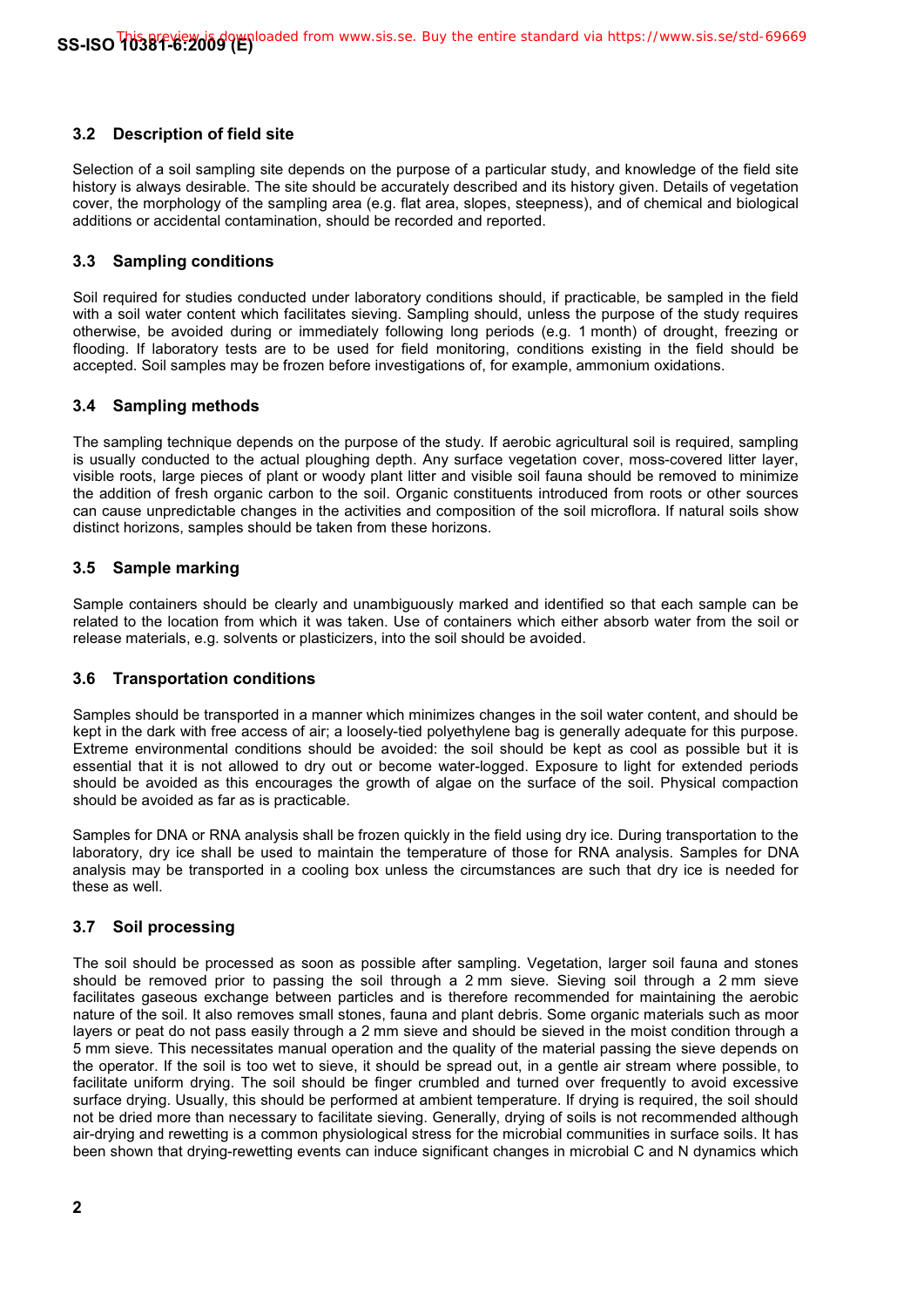### 3.2 Description of field site

Selection of a soil sampling site depends on the purpose of a particular study, and knowledge of the field site history is always desirable. The site should be accurately described and its history given. Details of vegetation cover, the morphology of the sampling area (e.g. flat area, slopes, steepness), and of chemical and biological additions or accidental contamination, should be recorded and reported.

### 3.3 Sampling conditions

Soil required for studies conducted under laboratory conditions should, if practicable, be sampled in the field with a soil water content which facilitates sieving. Sampling should, unless the purpose of the study requires otherwise, be avoided during or immediately following long periods (e.g. 1 month) of drought, freezing or flooding. If laboratory tests are to be used for field monitoring, conditions existing in the field should be accepted. Soil samples may be frozen before investigations of, for example, ammonium oxidations.

### 3.4 Sampling methods

The sampling technique depends on the purpose of the study. If aerobic agricultural soil is required, sampling is usually conducted to the actual ploughing depth. Any surface vegetation cover, moss-covered litter layer, visible roots, large pieces of plant or woody plant litter and visible soil fauna should be removed to minimize the addition of fresh organic carbon to the soil. Organic constituents introduced from roots or other sources can cause unpredictable changes in the activities and composition of the soil microflora. If natural soils show distinct horizons, samples should be taken from these horizons.

### 3.5 Sample marking

Sample containers should be clearly and unambiguously marked and identified so that each sample can be related to the location from which it was taken. Use of containers which either absorb water from the soil or release materials, e.g. solvents or plasticizers, into the soil should be avoided.

### 3.6 Transportation conditions

Samples should be transported in a manner which minimizes changes in the soil water content, and should be kept in the dark with free access of air; a loosely-tied polyethylene bag is generally adequate for this purpose. Extreme environmental conditions should be avoided: the soil should be kept as cool as possible but it is essential that it is not allowed to dry out or become water-logged. Exposure to light for extended periods should be avoided as this encourages the growth of algae on the surface of the soil. Physical compaction should be avoided as far as is practicable.

Samples for DNA or RNA analysis shall be frozen quickly in the field using dry ice. During transportation to the laboratory, dry ice shall be used to maintain the temperature of those for RNA analysis. Samples for DNA analysis may be transported in a cooling box unless the circumstances are such that dry ice is needed for these as well.

### 3.7 Soil processing

The soil should be processed as soon as possible after sampling. Vegetation, larger soil fauna and stones should be removed prior to passing the soil through a 2 mm sieve. Sieving soil through a 2 mm sieve facilitates gaseous exchange between particles and is therefore recommended for maintaining the aerobic nature of the soil. It also removes small stones, fauna and plant debris. Some organic materials such as moor layers or peat do not pass easily through a 2 mm sieve and should be sieved in the moist condition through a 5 mm sieve. This necessitates manual operation and the quality of the material passing the sieve depends on the operator. If the soil is too wet to sieve, it should be spread out, in a gentle air stream where possible, to facilitate uniform drying. The soil should be finger crumbled and turned over frequently to avoid excessive surface drying. Usually, this should be performed at ambient temperature. If drying is required, the soil should not be dried more than necessary to facilitate sieving. Generally, drying of soils is not recommended although air-drying and rewetting is a common physiological stress for the microbial communities in surface soils. It has been shown that drying-rewetting events can induce significant changes in microbial C and N dynamics which